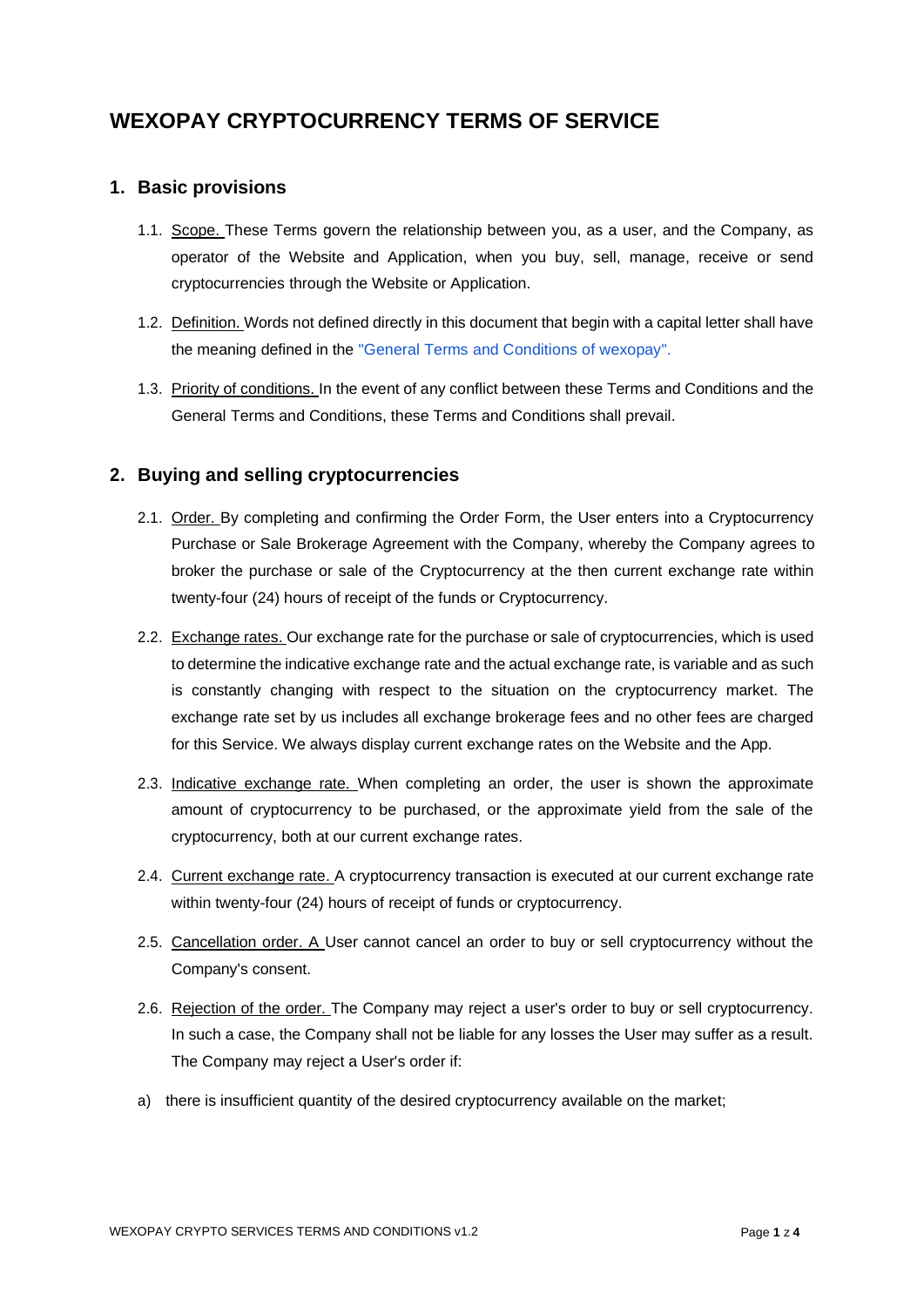# WEXOPAY CRYPTOCURRENCY TERMS OF SERVICE

## 1. Basic provisions

1.1. Scope. These Terms govern the relationship between you, as a user, and the Company, as operator of the Website and Application, when you buy, sell, manage, receive or send cryptocurrencies through the Website or Application.

1.2. Definition. Words not defined directly in this document that begin with a capital letter shall have the meaning defined in the "General Terms and Conditions of wexopay".

1.3. Priority of conditions. In the event of any conflict between these Terms and Conditions and the General Terms and Conditions, these Terms and Conditions shall prevail.

## 2. Buying and selling cryptocurrencies

2.1. Order. By completing and confirming the Order Form, the User enters into a Cryptocurrency Purchase or Sale Brokerage Agreement with the Company, whereby the Company agrees to broker the purchase or sale of the Cryptocurrency at the then current exchange rate within twenty-four (24) hours of receipt of the funds or Cryptocurrency.

2.2. Exchange rates. Our exchange rate for the purchase or sale of cryptocurrencies, which is used to determine the indicative exchange rate and the actual exchange rate, is variable and as such is constantly changing with respect to the situation on the cryptocurrency market. The exchange rate set by us includes all exchange brokerage fees and no other fees are charged for this Service. We always display current exchange rates on the Website and the App.

2.3. Indicative exchange rate. When completing an order, the user is shown the approximate amount of cryptocurrency to be purchased, or the approximate yield from the sale of the cryptocurrency, both at our current exchange rates.

2.4. Current exchange rate. A cryptocurrency transaction is executed at our current exchange rate within twenty-four (24) hours of receipt of funds or cryptocurrency.

2.5. Cancellation order. A User cannot cancel an order to buy or sell cryptocurrency without the Company's consent.

2.6. Rejection of the order. The Company may reject a user's order to buy or sell cryptocurrency. In such a case, the Company shall not be liable for any losses the User may suffer as a result. The Company may reject a User's order if:

a) there is insufficient quantity of the desired cryptocurrency available on the market;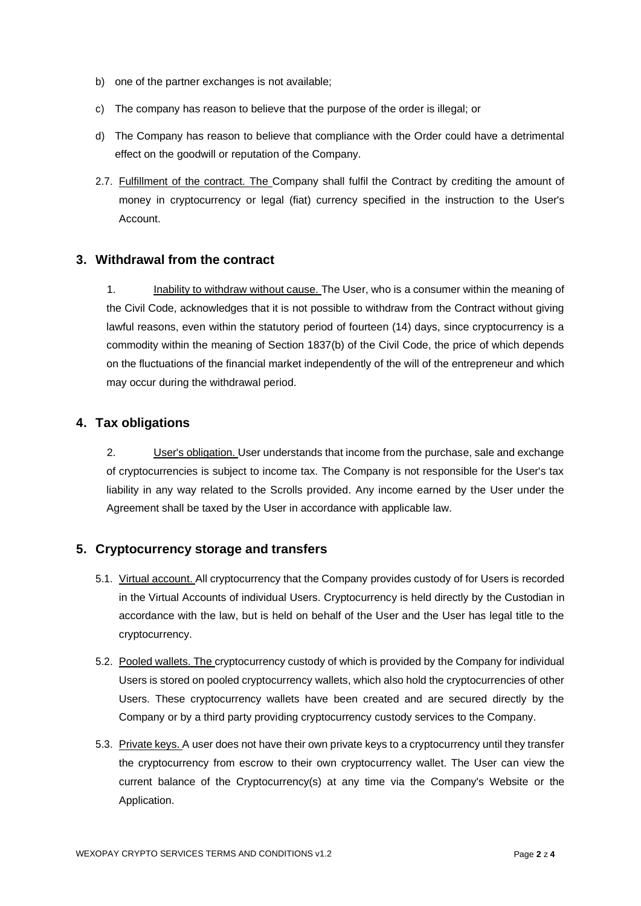b) one of the partner exchanges is not available;

c) The company has reason to believe that the purpose of the order is illegal; or

d) The Company has reason to believe that compliance with the Order could have a detrimental effect on the goodwill or reputation of the Company.

2.7. Fulfillment of the contract. The Company shall fulfil the Contract by crediting the amount of money in cryptocurrency or legal (fiat) currency specified in the instruction to the User's Account.

## 3. Withdrawal from the contract

1. Inability to withdraw without cause. The User, who is a consumer within the meaning of the Civil Code, acknowledges that it is not possible to withdraw from the Contract without giving lawful reasons, even within the statutory period of fourteen (14) days, since cryptocurrency is a commodity within the meaning of Section 1837(b) of the Civil Code, the price of which depends on the fluctuations of the financial market independently of the will of the entrepreneur and which may occur during the withdrawal period.

## 4. Tax obligations

2. User's obligation. User understands that income from the purchase, sale and exchange of cryptocurrencies is subject to income tax. The Company is not responsible for the User's tax liability in any way related to the Scrolls provided. Any income earned by the User under the Agreement shall be taxed by the User in accordance with applicable law.

## 5. Cryptocurrency storage and transfers

5.1. Virtual account. All cryptocurrency that the Company provides custody of for Users is recorded in the Virtual Accounts of individual Users. Cryptocurrency is held directly by the Custodian in accordance with the law, but is held on behalf of the User and the User has legal title to the cryptocurrency.

5.2. Pooled wallets. The cryptocurrency custody of which is provided by the Company for individual Users is stored on pooled cryptocurrency wallets, which also hold the cryptocurrencies of other Users. These cryptocurrency wallets have been created and are secured directly by the Company or by a third party providing cryptocurrency custody services to the Company.

5.3. Private keys. A user does not have their own private keys to a cryptocurrency until they transfer the cryptocurrency from escrow to their own cryptocurrency wallet. The User can view the current balance of the Cryptocurrency(s) at any time via the Company's Website or the Application.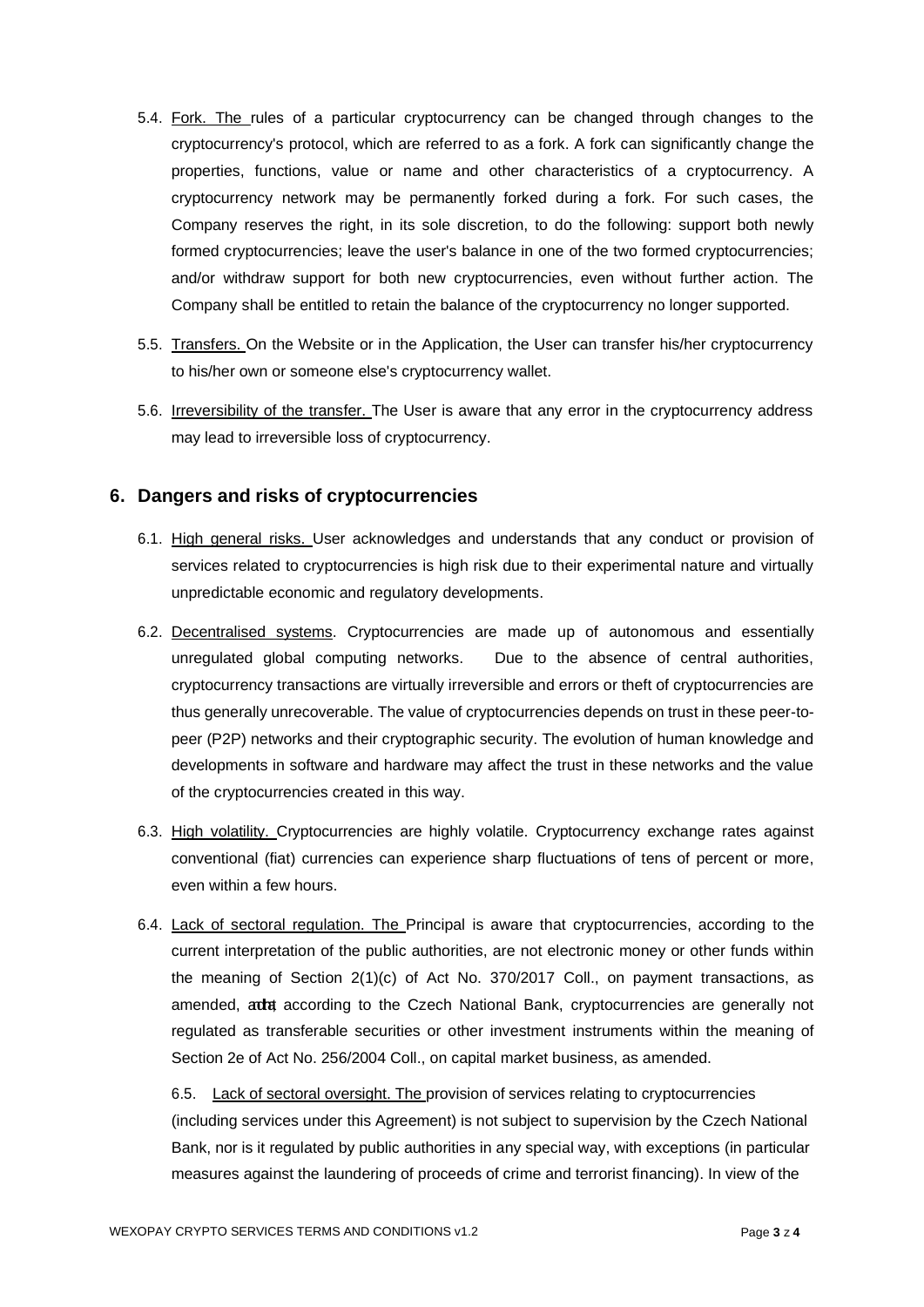5.4. Fork. The rules of a particular cryptocurrency can be changed through changes to the cryptocurrency's protocol, which are referred to as a fork. A fork can significantly change the properties, functions, value or name and other characteristics of a cryptocurrency. A cryptocurrency network may be permanently forked during a fork. For such cases, the Company reserves the right, in its sole discretion, to do the following: support both newly formed cryptocurrencies; leave the user's balance in one of the two formed cryptocurrencies; and/or withdraw support for both new cryptocurrencies, even without further action. The Company shall be entitled to retain the balance of the cryptocurrency no longer supported.

5.5. Transfers. On the Website or in the Application, the User can transfer his/her cryptocurrency to his/her own or someone else's cryptocurrency wallet.

5.6. Irreversibility of the transfer. The User is aware that any error in the cryptocurrency address may lead to irreversible loss of cryptocurrency.

## 6. Dangers and risks of cryptocurrencies

6.1. High general risks. User acknowledges and understands that any conduct or provision of services related to cryptocurrencies is high risk due to their experimental nature and virtually unpredictable economic and regulatory developments.

6.2. Decentralised systems. Cryptocurrencies are made up of autonomous and essentially unregulated global computing networks. Due to the absence of central authorities, cryptocurrency transactions are virtually irreversible and errors or theft of cryptocurrencies are thus generally unrecoverable. The value of cryptocurrencies depends on trust in these peer-to-peer (P2P) networks and their cryptographic security. The evolution of human knowledge and developments in software and hardware may affect the trust in these networks and the value of the cryptocurrencies created in this way.

6.3. High volatility. Cryptocurrencies are highly volatile. Cryptocurrency exchange rates against conventional (fiat) currencies can experience sharp fluctuations of tens of percent or more, even within a few hours.

6.4. Lack of sectoral regulation. The Principal is aware that cryptocurrencies, according to the current interpretation of the public authorities, are not electronic money or other funds within the meaning of Section 2(1)(c) of Act No. 370/2017 Coll., on payment transactions, as amended, and that according to the Czech National Bank, cryptocurrencies are generally not regulated as transferable securities or other investment instruments within the meaning of Section 2e of Act No. 256/2004 Coll., on capital market business, as amended.

6.5. Lack of sectoral oversight. The provision of services relating to cryptocurrencies (including services under this Agreement) is not subject to supervision by the Czech National Bank, nor is it regulated by public authorities in any special way, with exceptions (in particular measures against the laundering of proceeds of crime and terrorist financing). In view of the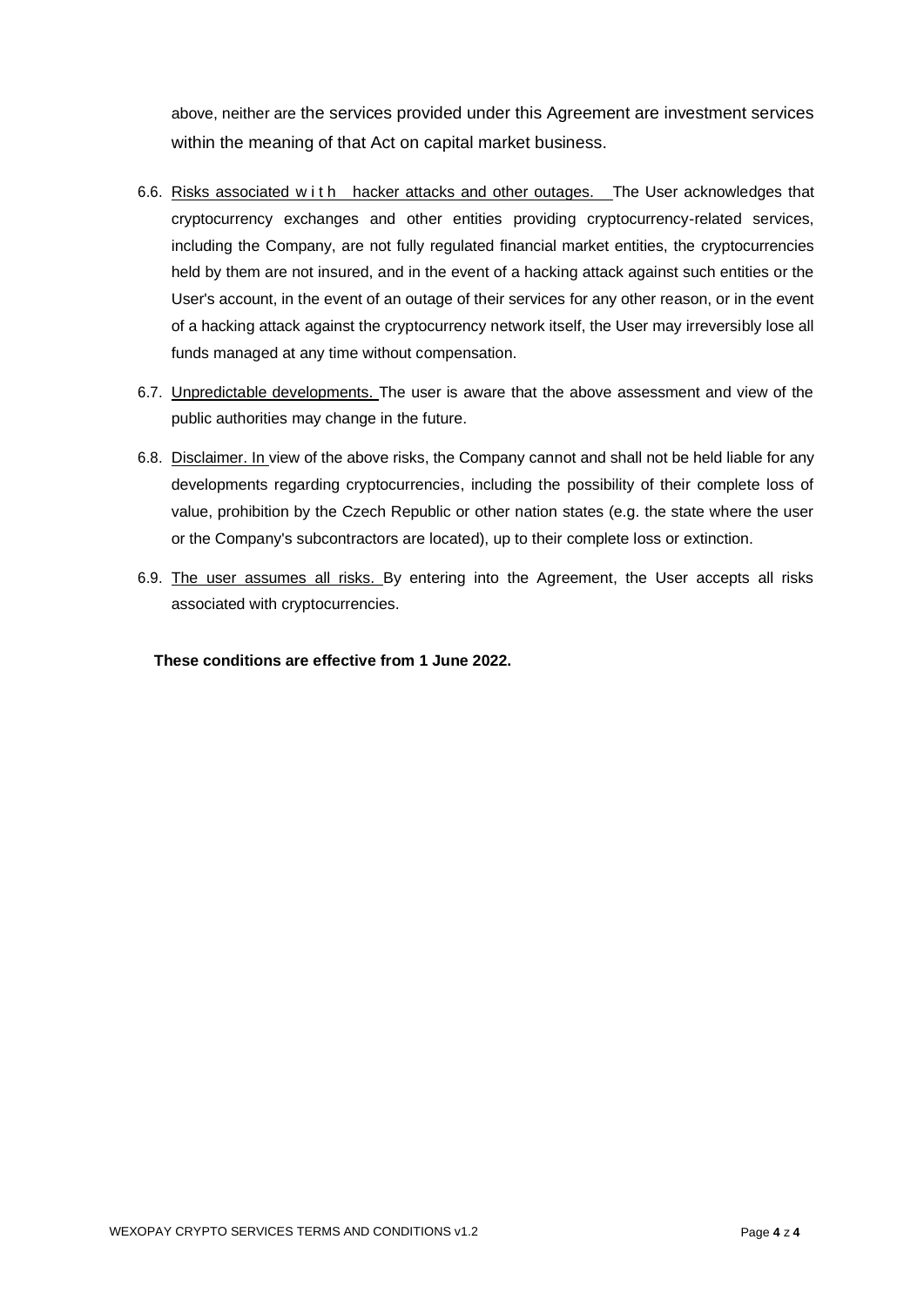above, neither are the services provided under this Agreement are investment services within the meaning of that Act on capital market business.

6.6. Risks associated with hacker attacks and other outages. The User acknowledges that cryptocurrency exchanges and other entities providing cryptocurrency-related services, including the Company, are not fully regulated financial market entities, the cryptocurrencies held by them are not insured, and in the event of a hacking attack against such entities or the User's account, in the event of an outage of their services for any other reason, or in the event of a hacking attack against the cryptocurrency network itself, the User may irreversibly lose all funds managed at any time without compensation.

6.7. Unpredictable developments. The user is aware that the above assessment and view of the public authorities may change in the future.

6.8. Disclaimer. In view of the above risks, the Company cannot and shall not be held liable for any developments regarding cryptocurrencies, including the possibility of their complete loss of value, prohibition by the Czech Republic or other nation states (e.g. the state where the user or the Company's subcontractors are located), up to their complete loss or extinction.

6.9. The user assumes all risks. By entering into the Agreement, the User accepts all risks associated with cryptocurrencies.

**These conditions are effective from 1 June 2022.**